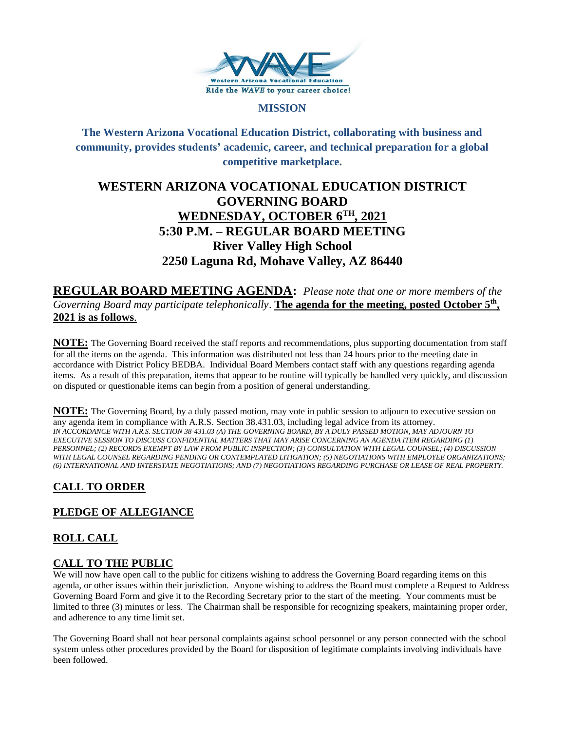Western Arizona Vocational Education

Ride the *WAVE* to your career choice!

**MISSION**

**The Western Arizona Vocational Education District, collaborating with business and community, provides students' academic, career, and technical preparation for a global competitive marketplace.**

# WESTERN ARIZONA VOCATIONAL EDUCATION DISTRICT GOVERNING BOARD

## WEDNESDAY, OCTOBER 6TH, 2021

## 5:30 P.M. – REGULAR BOARD MEETING

## River Valley High School

## 2250 Laguna Rd, Mohave Valley, AZ 86440

**REGULAR BOARD MEETING AGENDA:** *Please note that one or more members of the Governing Board may participate telephonically*. **The agenda for the meeting, posted October 5th, 2021 is as follows**.

**NOTE:** The Governing Board received the staff reports and recommendations, plus supporting documentation from staff for all the items on the agenda. This information was distributed not less than 24 hours prior to the meeting date in accordance with District Policy BEDBA. Individual Board Members contact staff with any questions regarding agenda items. As a result of this preparation, items that appear to be routine will typically be handled very quickly, and discussion on disputed or questionable items can begin from a position of general understanding.

**NOTE:** The Governing Board, by a duly passed motion, may vote in public session to adjourn to executive session on any agenda item in compliance with A.R.S. Section 38.431.03, including legal advice from its attorney. *IN ACCORDANCE WITH A.R.S. SECTION 38-431.03 (A) THE GOVERNING BOARD, BY A DULY PASSED MOTION, MAY ADJOURN TO EXECUTIVE SESSION TO DISCUSS CONFIDENTIAL MATTERS THAT MAY ARISE CONCERNING AN AGENDA ITEM REGARDING (1) PERSONNEL; (2) RECORDS EXEMPT BY LAW FROM PUBLIC INSPECTION; (3) CONSULTATION WITH LEGAL COUNSEL; (4) DISCUSSION WITH LEGAL COUNSEL REGARDING PENDING OR CONTEMPLATED LITIGATION; (5) NEGOTIATIONS WITH EMPLOYEE ORGANIZATIONS; (6) INTERNATIONAL AND INTERSTATE NEGOTIATIONS; AND (7) NEGOTIATIONS REGARDING PURCHASE OR LEASE OF REAL PROPERTY.*

### CALL TO ORDER

### PLEDGE OF ALLEGIANCE

### ROLL CALL

### CALL TO THE PUBLIC

We will now have open call to the public for citizens wishing to address the Governing Board regarding items on this agenda, or other issues within their jurisdiction. Anyone wishing to address the Board must complete a Request to Address Governing Board Form and give it to the Recording Secretary prior to the start of the meeting. Your comments must be limited to three (3) minutes or less. The Chairman shall be responsible for recognizing speakers, maintaining proper order, and adherence to any time limit set.

The Governing Board shall not hear personal complaints against school personnel or any person connected with the school system unless other procedures provided by the Board for disposition of legitimate complaints involving individuals have been followed.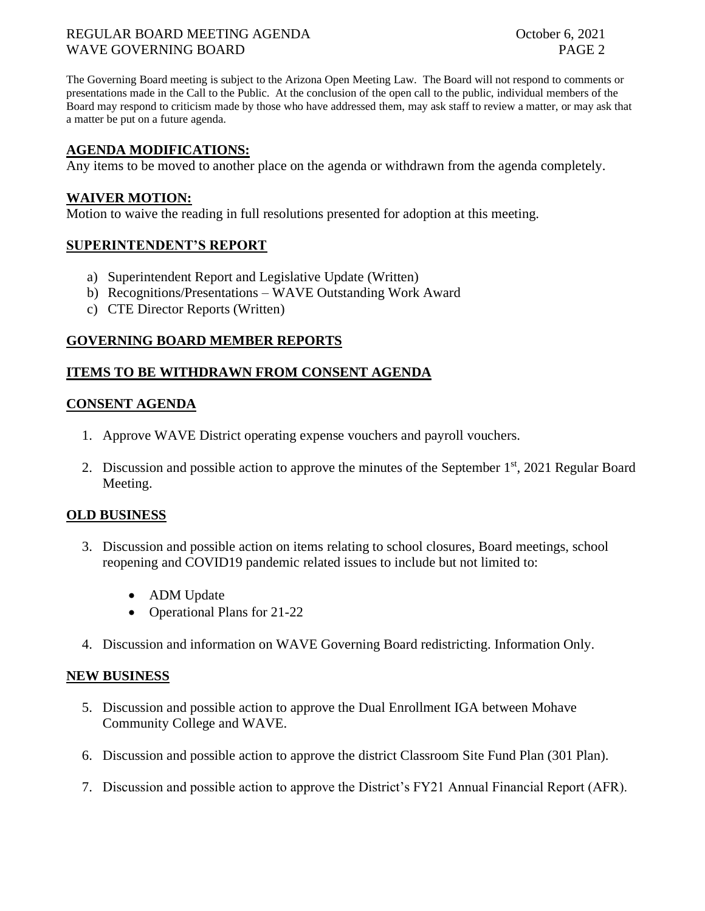The Governing Board meeting is subject to the Arizona Open Meeting Law. The Board will not respond to comments or presentations made in the Call to the Public. At the conclusion of the open call to the public, individual members of the Board may respond to criticism made by those who have addressed them, may ask staff to review a matter, or may ask that a matter be put on a future agenda.

## AGENDA MODIFICATIONS:

Any items to be moved to another place on the agenda or withdrawn from the agenda completely.

## WAIVER MOTION:

Motion to waive the reading in full resolutions presented for adoption at this meeting.

## SUPERINTENDENT'S REPORT

a) Superintendent Report and Legislative Update (Written)
b) Recognitions/Presentations – WAVE Outstanding Work Award
c) CTE Director Reports (Written)

## GOVERNING BOARD MEMBER REPORTS

## ITEMS TO BE WITHDRAWN FROM CONSENT AGENDA

## CONSENT AGENDA

1. Approve WAVE District operating expense vouchers and payroll vouchers.

2. Discussion and possible action to approve the minutes of the September 1st, 2021 Regular Board Meeting.

## OLD BUSINESS

3. Discussion and possible action on items relating to school closures, Board meetings, school reopening and COVID19 pandemic related issues to include but not limited to:
   - ADM Update
   - Operational Plans for 21-22

4. Discussion and information on WAVE Governing Board redistricting. Information Only.

## NEW BUSINESS

5. Discussion and possible action to approve the Dual Enrollment IGA between Mohave Community College and WAVE.

6. Discussion and possible action to approve the district Classroom Site Fund Plan (301 Plan).

7. Discussion and possible action to approve the District's FY21 Annual Financial Report (AFR).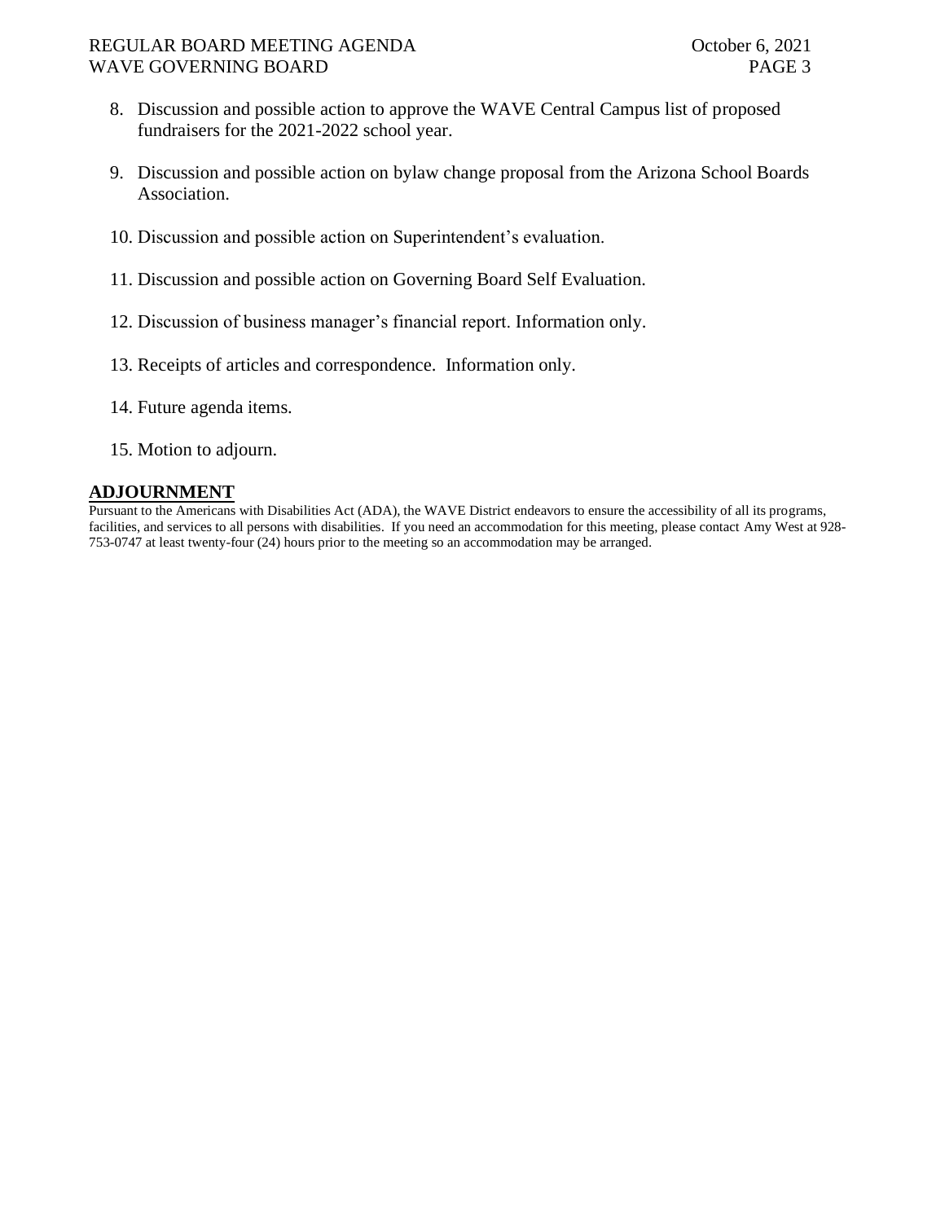8. Discussion and possible action to approve the WAVE Central Campus list of proposed fundraisers for the 2021-2022 school year.

9. Discussion and possible action on bylaw change proposal from the Arizona School Boards Association.

10. Discussion and possible action on Superintendent's evaluation.

11. Discussion and possible action on Governing Board Self Evaluation.

12. Discussion of business manager's financial report. Information only.

13. Receipts of articles and correspondence. Information only.

14. Future agenda items.

15. Motion to adjourn.

## ADJOURNMENT

Pursuant to the Americans with Disabilities Act (ADA), the WAVE District endeavors to ensure the accessibility of all its programs, facilities, and services to all persons with disabilities. If you need an accommodation for this meeting, please contact Amy West at 928-753-0747 at least twenty-four (24) hours prior to the meeting so an accommodation may be arranged.